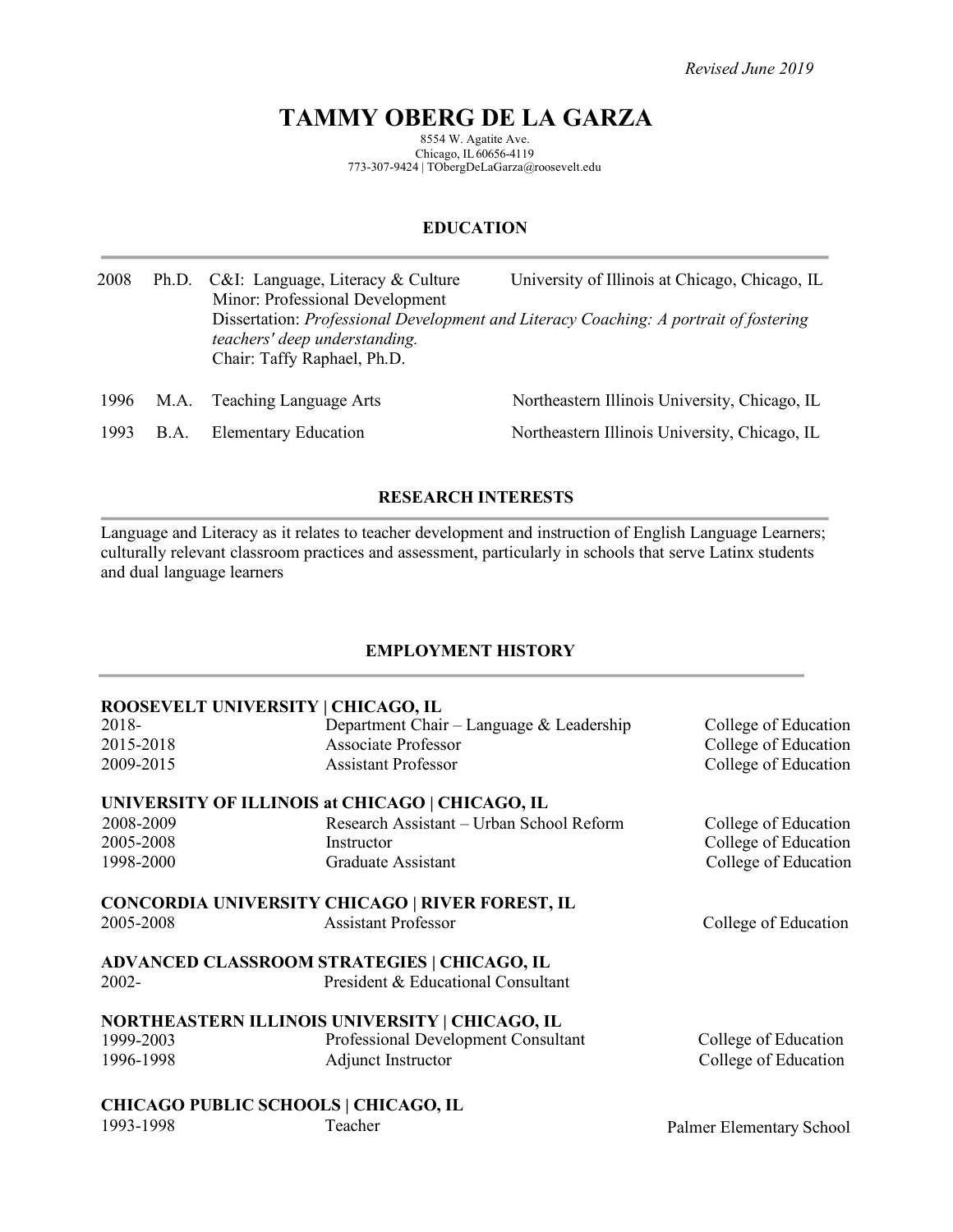*Revised June 2019*

# TAMMY OBERG DE LA GARZA

8554 W. Agatite Ave.
Chicago, IL 60656-4119
773-307-9424 | TObergDeLaGarza@roosevelt.edu

## EDUCATION

| | | | |
|---|---|---|---|
| 2008 | Ph.D. | C&I: Language, Literacy & Culture<br>Minor: Professional Development<br>Dissertation: *Professional Development and Literacy Coaching: A portrait of fostering teachers' deep understanding.*<br>Chair: Taffy Raphael, Ph.D. | University of Illinois at Chicago, Chicago, IL |
| 1996 | M.A. | Teaching Language Arts | Northeastern Illinois University, Chicago, IL |
| 1993 | B.A. | Elementary Education | Northeastern Illinois University, Chicago, IL |

## RESEARCH INTERESTS

Language and Literacy as it relates to teacher development and instruction of English Language Learners; culturally relevant classroom practices and assessment, particularly in schools that serve Latinx students and dual language learners

## EMPLOYMENT HISTORY

**ROOSEVELT UNIVERSITY | CHICAGO, IL**

| | | |
|---|---|---|
| 2018- | Department Chair – Language & Leadership | College of Education |
| 2015-2018 | Associate Professor | College of Education |
| 2009-2015 | Assistant Professor | College of Education |

**UNIVERSITY OF ILLINOIS at CHICAGO | CHICAGO, IL**

| | | |
|---|---|---|
| 2008-2009 | Research Assistant – Urban School Reform | College of Education |
| 2005-2008 | Instructor | College of Education |
| 1998-2000 | Graduate Assistant | College of Education |

**CONCORDIA UNIVERSITY CHICAGO | RIVER FOREST, IL**

| | | |
|---|---|---|
| 2005-2008 | Assistant Professor | College of Education |

**ADVANCED CLASSROOM STRATEGIES | CHICAGO, IL**

| | | |
|---|---|---|
| 2002- | President & Educational Consultant | |

**NORTHEASTERN ILLINOIS UNIVERSITY | CHICAGO, IL**

| | | |
|---|---|---|
| 1999-2003 | Professional Development Consultant | College of Education |
| 1996-1998 | Adjunct Instructor | College of Education |

**CHICAGO PUBLIC SCHOOLS | CHICAGO, IL**

| | | |
|---|---|---|
| 1993-1998 | Teacher | Palmer Elementary School |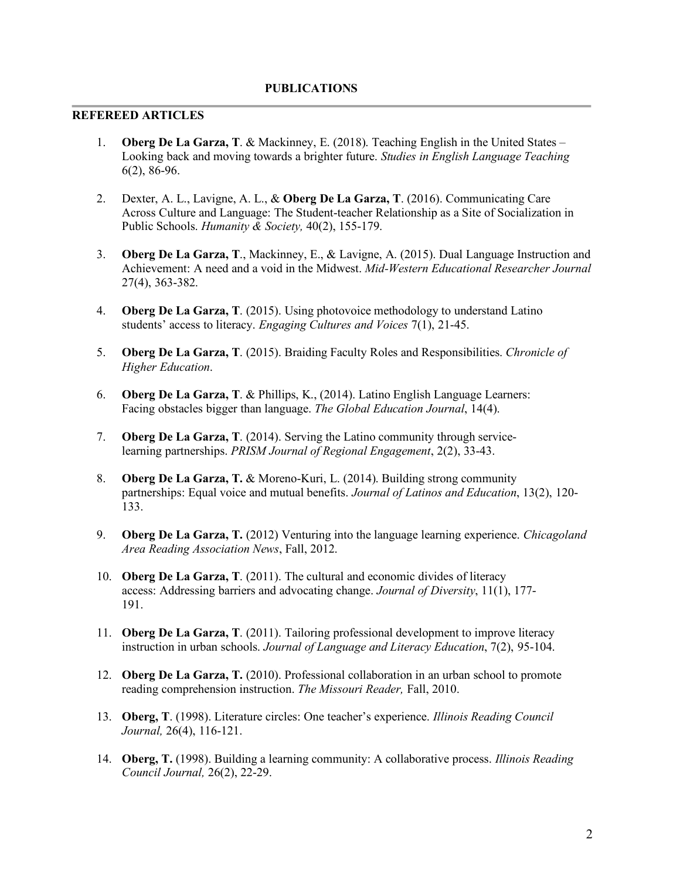# PUBLICATIONS

## REFEREED ARTICLES

1. **Oberg De La Garza, T**. & Mackinney, E. (2018). Teaching English in the United States – Looking back and moving towards a brighter future. *Studies in English Language Teaching* 6(2), 86-96.

2. Dexter, A. L., Lavigne, A. L., & **Oberg De La Garza, T**. (2016). Communicating Care Across Culture and Language: The Student-teacher Relationship as a Site of Socialization in Public Schools. *Humanity & Society,* 40(2), 155-179.

3. **Oberg De La Garza, T**., Mackinney, E., & Lavigne, A. (2015). Dual Language Instruction and Achievement: A need and a void in the Midwest. *Mid-Western Educational Researcher Journal* 27(4), 363-382.

4. **Oberg De La Garza, T**. (2015). Using photovoice methodology to understand Latino students' access to literacy. *Engaging Cultures and Voices* 7(1), 21-45.

5. **Oberg De La Garza, T**. (2015). Braiding Faculty Roles and Responsibilities. *Chronicle of Higher Education*.

6. **Oberg De La Garza, T**. & Phillips, K., (2014). Latino English Language Learners: Facing obstacles bigger than language. *The Global Education Journal*, 14(4).

7. **Oberg De La Garza, T**. (2014). Serving the Latino community through service-learning partnerships. *PRISM Journal of Regional Engagement*, 2(2), 33-43.

8. **Oberg De La Garza, T.** & Moreno-Kuri, L. (2014). Building strong community partnerships: Equal voice and mutual benefits. *Journal of Latinos and Education*, 13(2), 120-133.

9. **Oberg De La Garza, T.** (2012) Venturing into the language learning experience. *Chicagoland Area Reading Association News*, Fall, 2012.

10. **Oberg De La Garza, T**. (2011). The cultural and economic divides of literacy access: Addressing barriers and advocating change. *Journal of Diversity*, 11(1), 177-191.

11. **Oberg De La Garza, T**. (2011). Tailoring professional development to improve literacy instruction in urban schools. *Journal of Language and Literacy Education*, 7(2), 95-104.

12. **Oberg De La Garza, T.** (2010). Professional collaboration in an urban school to promote reading comprehension instruction. *The Missouri Reader,* Fall, 2010.

13. **Oberg, T**. (1998). Literature circles: One teacher's experience. *Illinois Reading Council Journal,* 26(4), 116-121.

14. **Oberg, T.** (1998). Building a learning community: A collaborative process. *Illinois Reading Council Journal,* 26(2), 22-29.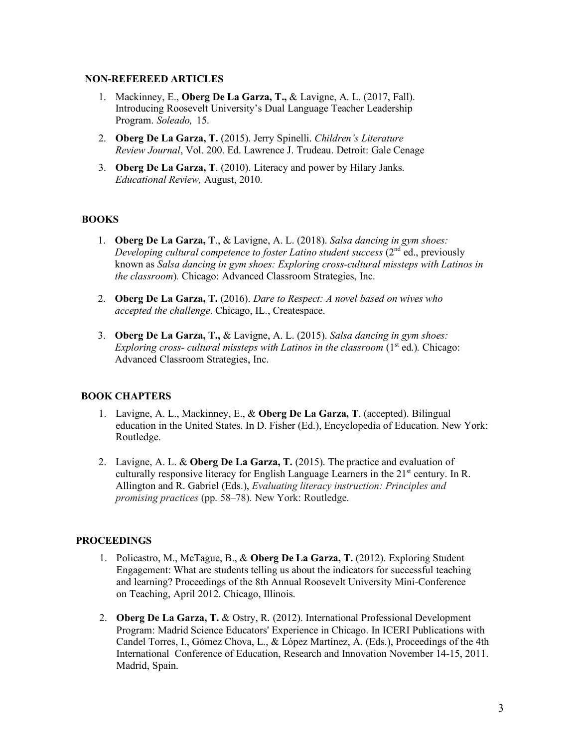### NON-REFEREED ARTICLES

1. Mackinney, E., **Oberg De La Garza, T.,** & Lavigne, A. L. (2017, Fall). Introducing Roosevelt University's Dual Language Teacher Leadership Program. *Soleado,* 15.
2. **Oberg De La Garza, T.** (2015). Jerry Spinelli. *Children's Literature Review Journal*, Vol. 200. Ed. Lawrence J. Trudeau. Detroit: Gale Cenage
3. **Oberg De La Garza, T**. (2010). Literacy and power by Hilary Janks. *Educational Review,* August, 2010.

### BOOKS

1. **Oberg De La Garza, T**., & Lavigne, A. L. (2018). *Salsa dancing in gym shoes: Developing cultural competence to foster Latino student success* (2nd ed., previously known as *Salsa dancing in gym shoes: Exploring cross-cultural missteps with Latinos in the classroom*)*.* Chicago: Advanced Classroom Strategies, Inc.
2. **Oberg De La Garza, T.** (2016). *Dare to Respect: A novel based on wives who accepted the challenge*. Chicago, IL., Createspace.
3. **Oberg De La Garza, T.,** & Lavigne, A. L. (2015). *Salsa dancing in gym shoes: Exploring cross- cultural missteps with Latinos in the classroom* (1st ed.)*.* Chicago: Advanced Classroom Strategies, Inc.

### BOOK CHAPTERS

1. Lavigne, A. L., Mackinney, E., & **Oberg De La Garza, T**. (accepted). Bilingual education in the United States. In D. Fisher (Ed.), Encyclopedia of Education. New York: Routledge.
2. Lavigne, A. L. & **Oberg De La Garza, T.** (2015). The practice and evaluation of culturally responsive literacy for English Language Learners in the 21st century. In R. Allington and R. Gabriel (Eds.), *Evaluating literacy instruction: Principles and promising practices* (pp. 58–78). New York: Routledge.

### PROCEEDINGS

1. Policastro, M., McTague, B., & **Oberg De La Garza, T.** (2012). Exploring Student Engagement: What are students telling us about the indicators for successful teaching and learning? Proceedings of the 8th Annual Roosevelt University Mini-Conference on Teaching, April 2012. Chicago, Illinois.
2. **Oberg De La Garza, T.** & Ostry, R. (2012). International Professional Development Program: Madrid Science Educators' Experience in Chicago. In ICERI Publications with Candel Torres, I., Gómez Chova, L., & López Martínez, A. (Eds.), Proceedings of the 4th International Conference of Education, Research and Innovation November 14-15, 2011. Madrid, Spain.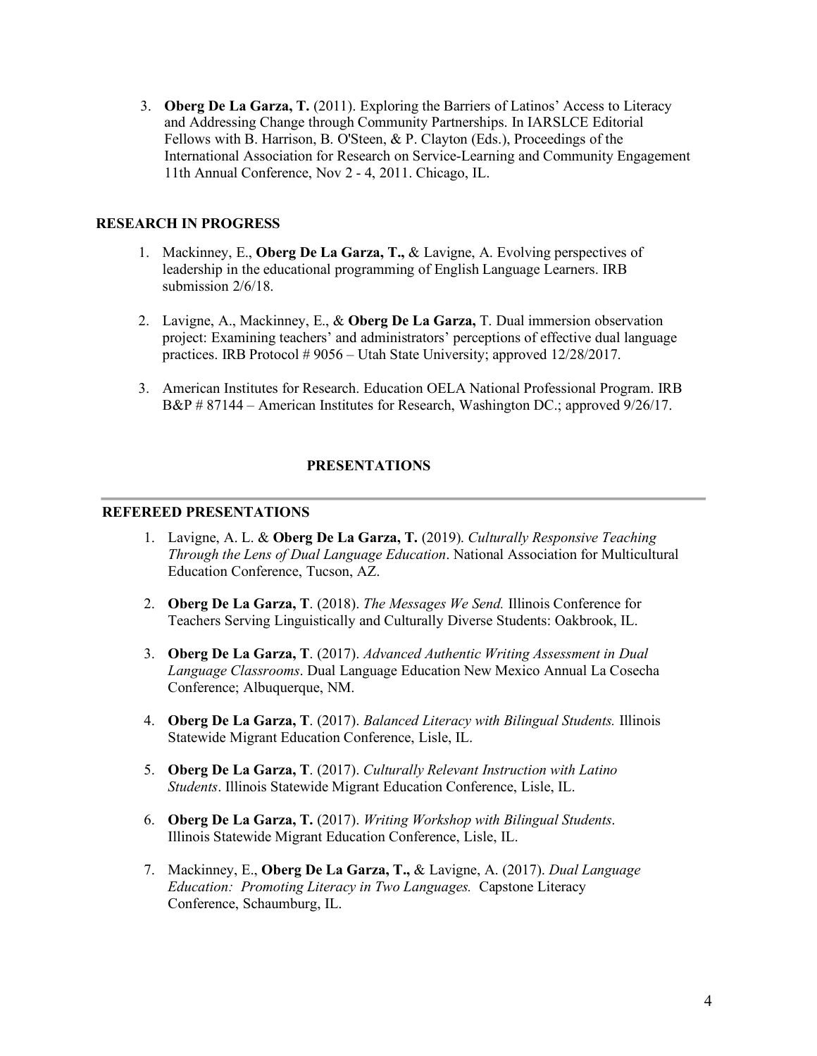3. **Oberg De La Garza, T.** (2011). Exploring the Barriers of Latinos' Access to Literacy and Addressing Change through Community Partnerships. In IARSLCE Editorial Fellows with B. Harrison, B. O'Steen, & P. Clayton (Eds.), Proceedings of the International Association for Research on Service-Learning and Community Engagement 11th Annual Conference, Nov 2 - 4, 2011. Chicago, IL.

### RESEARCH IN PROGRESS

1. Mackinney, E., **Oberg De La Garza, T.,** & Lavigne, A. Evolving perspectives of leadership in the educational programming of English Language Learners. IRB submission 2/6/18.

2. Lavigne, A., Mackinney, E., & **Oberg De La Garza,** T. Dual immersion observation project: Examining teachers' and administrators' perceptions of effective dual language practices. IRB Protocol # 9056 – Utah State University; approved 12/28/2017.

3. American Institutes for Research. Education OELA National Professional Program. IRB B&P # 87144 – American Institutes for Research, Washington DC.; approved 9/26/17.

## PRESENTATIONS

### REFEREED PRESENTATIONS

1. Lavigne, A. L. & **Oberg De La Garza, T.** (2019). *Culturally Responsive Teaching Through the Lens of Dual Language Education*. National Association for Multicultural Education Conference, Tucson, AZ.

2. **Oberg De La Garza, T**. (2018). *The Messages We Send.* Illinois Conference for Teachers Serving Linguistically and Culturally Diverse Students: Oakbrook, IL.

3. **Oberg De La Garza, T**. (2017). *Advanced Authentic Writing Assessment in Dual Language Classrooms*. Dual Language Education New Mexico Annual La Cosecha Conference; Albuquerque, NM.

4. **Oberg De La Garza, T**. (2017). *Balanced Literacy with Bilingual Students.* Illinois Statewide Migrant Education Conference, Lisle, IL.

5. **Oberg De La Garza, T**. (2017). *Culturally Relevant Instruction with Latino Students*. Illinois Statewide Migrant Education Conference, Lisle, IL.

6. **Oberg De La Garza, T.** (2017). *Writing Workshop with Bilingual Students*. Illinois Statewide Migrant Education Conference, Lisle, IL.

7. Mackinney, E., **Oberg De La Garza, T.,** & Lavigne, A. (2017). *Dual Language Education: Promoting Literacy in Two Languages.* Capstone Literacy Conference, Schaumburg, IL.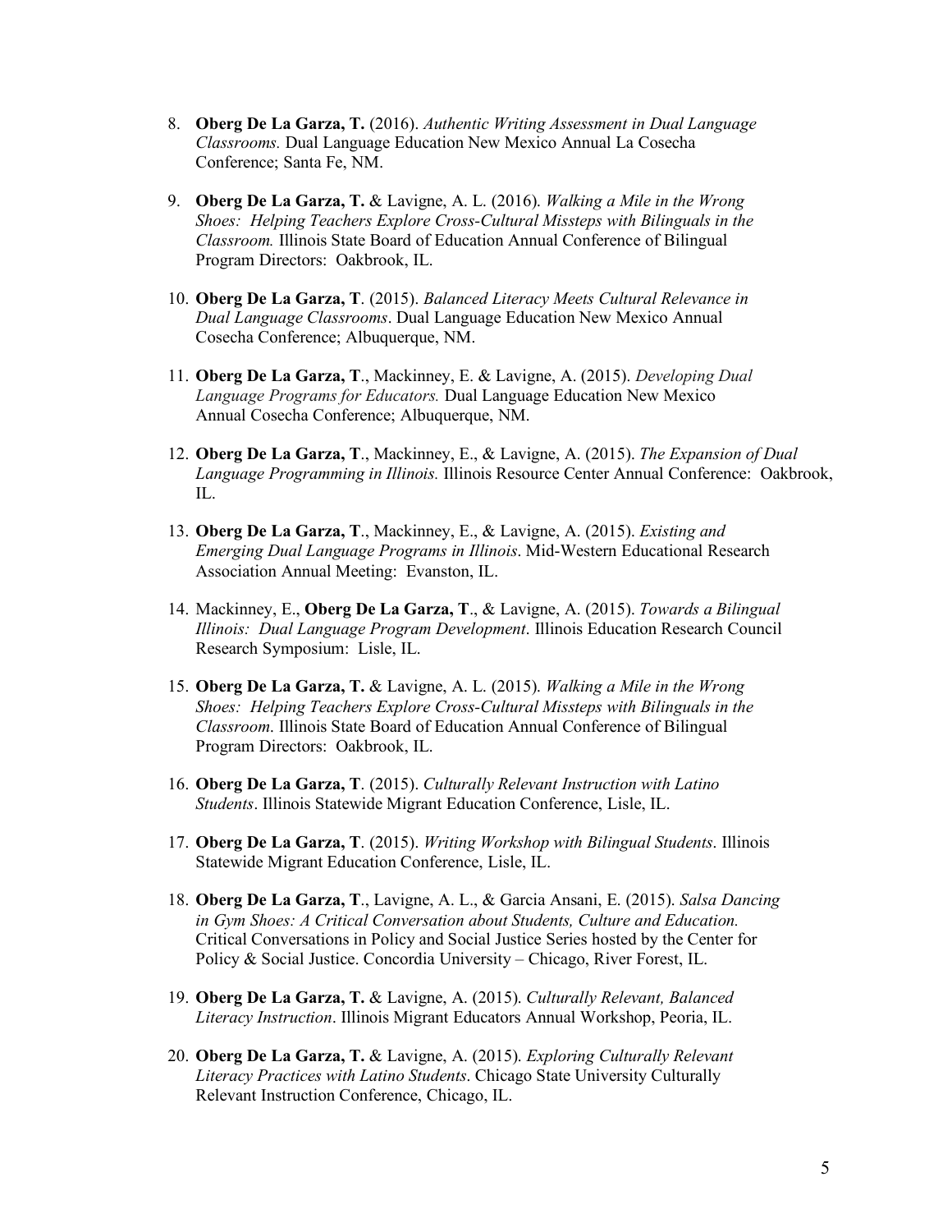8. **Oberg De La Garza, T.** (2016). *Authentic Writing Assessment in Dual Language Classrooms.* Dual Language Education New Mexico Annual La Cosecha Conference; Santa Fe, NM.

9. **Oberg De La Garza, T.** & Lavigne, A. L. (2016). *Walking a Mile in the Wrong Shoes: Helping Teachers Explore Cross-Cultural Missteps with Bilinguals in the Classroom.* Illinois State Board of Education Annual Conference of Bilingual Program Directors: Oakbrook, IL.

10. **Oberg De La Garza, T**. (2015). *Balanced Literacy Meets Cultural Relevance in Dual Language Classrooms*. Dual Language Education New Mexico Annual Cosecha Conference; Albuquerque, NM.

11. **Oberg De La Garza, T**., Mackinney, E. & Lavigne, A. (2015). *Developing Dual Language Programs for Educators.* Dual Language Education New Mexico Annual Cosecha Conference; Albuquerque, NM.

12. **Oberg De La Garza, T**., Mackinney, E., & Lavigne, A. (2015). *The Expansion of Dual Language Programming in Illinois.* Illinois Resource Center Annual Conference: Oakbrook, IL.

13. **Oberg De La Garza, T**., Mackinney, E., & Lavigne, A. (2015). *Existing and Emerging Dual Language Programs in Illinois*. Mid-Western Educational Research Association Annual Meeting: Evanston, IL.

14. Mackinney, E., **Oberg De La Garza, T**., & Lavigne, A. (2015). *Towards a Bilingual Illinois: Dual Language Program Development*. Illinois Education Research Council Research Symposium: Lisle, IL.

15. **Oberg De La Garza, T.** & Lavigne, A. L. (2015). *Walking a Mile in the Wrong Shoes: Helping Teachers Explore Cross-Cultural Missteps with Bilinguals in the Classroom*. Illinois State Board of Education Annual Conference of Bilingual Program Directors: Oakbrook, IL.

16. **Oberg De La Garza, T**. (2015). *Culturally Relevant Instruction with Latino Students*. Illinois Statewide Migrant Education Conference, Lisle, IL.

17. **Oberg De La Garza, T**. (2015). *Writing Workshop with Bilingual Students*. Illinois Statewide Migrant Education Conference, Lisle, IL.

18. **Oberg De La Garza, T**., Lavigne, A. L., & Garcia Ansani, E. (2015). *Salsa Dancing in Gym Shoes: A Critical Conversation about Students, Culture and Education.* Critical Conversations in Policy and Social Justice Series hosted by the Center for Policy & Social Justice. Concordia University – Chicago, River Forest, IL.

19. **Oberg De La Garza, T.** & Lavigne, A. (2015). *Culturally Relevant, Balanced Literacy Instruction*. Illinois Migrant Educators Annual Workshop, Peoria, IL.

20. **Oberg De La Garza, T.** & Lavigne, A. (2015). *Exploring Culturally Relevant Literacy Practices with Latino Students*. Chicago State University Culturally Relevant Instruction Conference, Chicago, IL.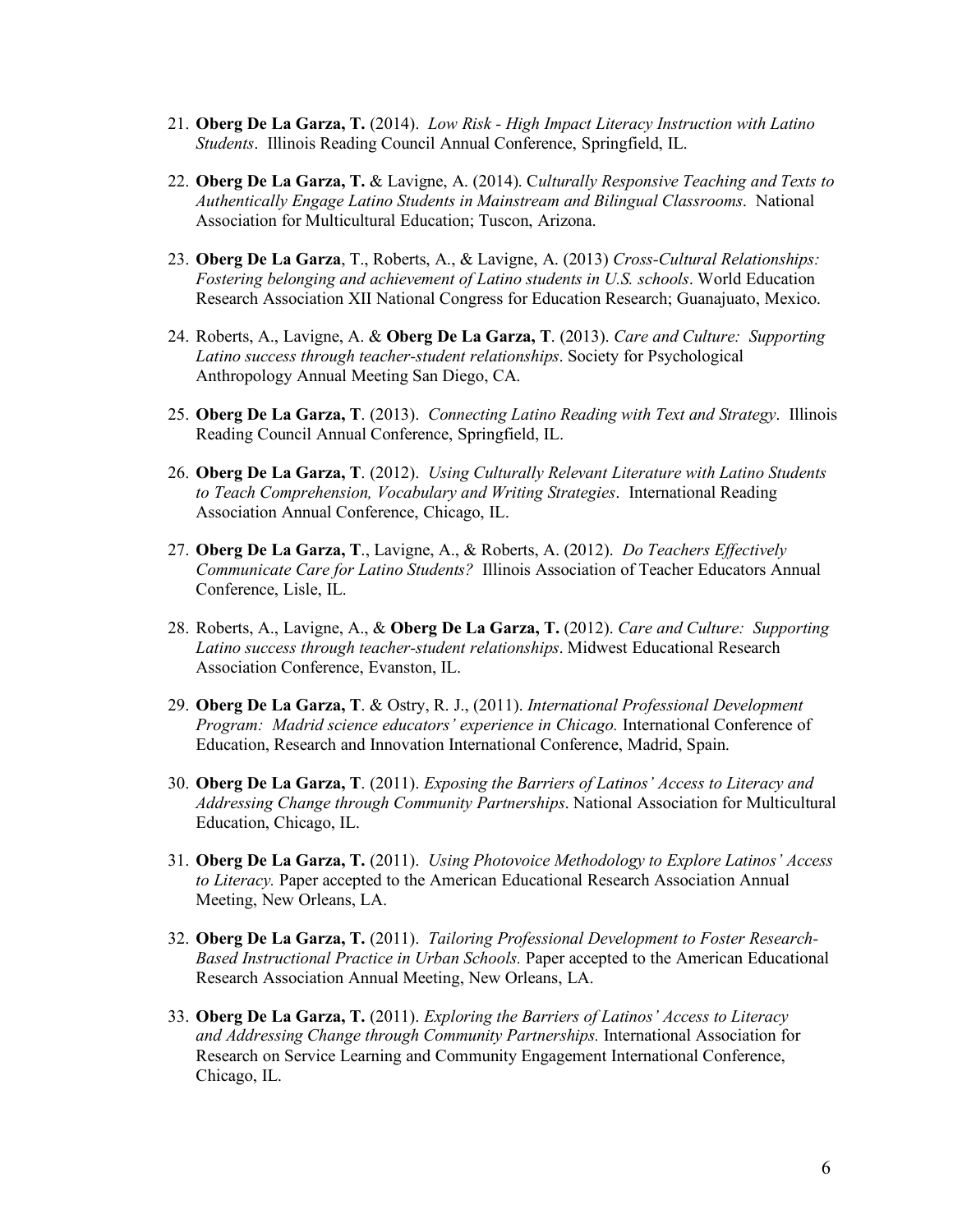21. **Oberg De La Garza, T.** (2014). *Low Risk - High Impact Literacy Instruction with Latino Students*. Illinois Reading Council Annual Conference, Springfield, IL.

22. **Oberg De La Garza, T.** & Lavigne, A. (2014). C*ulturally Responsive Teaching and Texts to Authentically Engage Latino Students in Mainstream and Bilingual Classrooms*. National Association for Multicultural Education; Tuscon, Arizona.

23. **Oberg De La Garza**, T., Roberts, A., & Lavigne, A. (2013) *Cross-Cultural Relationships: Fostering belonging and achievement of Latino students in U.S. schools*. World Education Research Association XII National Congress for Education Research; Guanajuato, Mexico.

24. Roberts, A., Lavigne, A. & **Oberg De La Garza, T**. (2013). *Care and Culture: Supporting Latino success through teacher-student relationships*. Society for Psychological Anthropology Annual Meeting San Diego, CA.

25. **Oberg De La Garza, T**. (2013). *Connecting Latino Reading with Text and Strategy*. Illinois Reading Council Annual Conference, Springfield, IL.

26. **Oberg De La Garza, T**. (2012). *Using Culturally Relevant Literature with Latino Students to Teach Comprehension, Vocabulary and Writing Strategies*. International Reading Association Annual Conference, Chicago, IL.

27. **Oberg De La Garza, T**., Lavigne, A., & Roberts, A. (2012). *Do Teachers Effectively Communicate Care for Latino Students?* Illinois Association of Teacher Educators Annual Conference, Lisle, IL.

28. Roberts, A., Lavigne, A., & **Oberg De La Garza, T.** (2012). *Care and Culture: Supporting Latino success through teacher-student relationships*. Midwest Educational Research Association Conference, Evanston, IL.

29. **Oberg De La Garza, T**. & Ostry, R. J., (2011). *International Professional Development Program: Madrid science educators' experience in Chicago.* International Conference of Education, Research and Innovation International Conference, Madrid, Spain.

30. **Oberg De La Garza, T**. (2011). *Exposing the Barriers of Latinos' Access to Literacy and Addressing Change through Community Partnerships*. National Association for Multicultural Education, Chicago, IL.

31. **Oberg De La Garza, T.** (2011). *Using Photovoice Methodology to Explore Latinos' Access to Literacy.* Paper accepted to the American Educational Research Association Annual Meeting, New Orleans, LA.

32. **Oberg De La Garza, T.** (2011). *Tailoring Professional Development to Foster Research-Based Instructional Practice in Urban Schools.* Paper accepted to the American Educational Research Association Annual Meeting, New Orleans, LA.

33. **Oberg De La Garza, T.** (2011). *Exploring the Barriers of Latinos' Access to Literacy and Addressing Change through Community Partnerships.* International Association for Research on Service Learning and Community Engagement International Conference, Chicago, IL.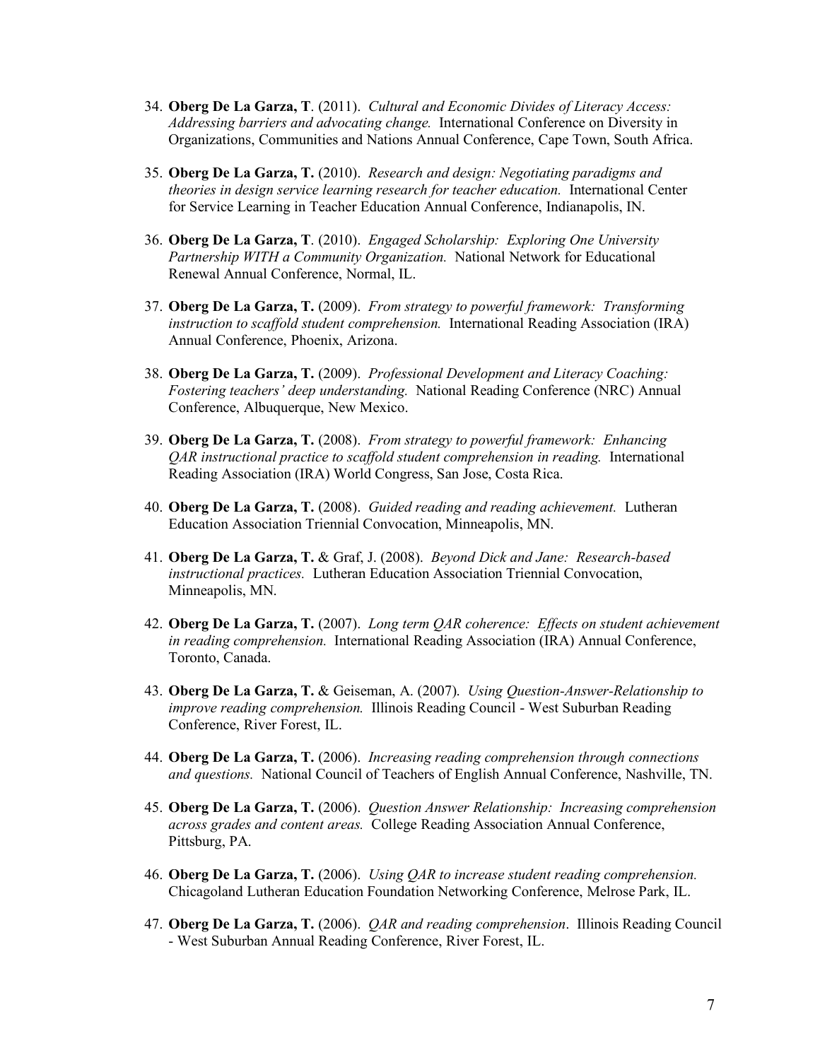34. **Oberg De La Garza, T**. (2011). *Cultural and Economic Divides of Literacy Access: Addressing barriers and advocating change.* International Conference on Diversity in Organizations, Communities and Nations Annual Conference, Cape Town, South Africa.

35. **Oberg De La Garza, T.** (2010). *Research and design: Negotiating paradigms and theories in design service learning research for teacher education.* International Center for Service Learning in Teacher Education Annual Conference, Indianapolis, IN.

36. **Oberg De La Garza, T**. (2010). *Engaged Scholarship: Exploring One University Partnership WITH a Community Organization.* National Network for Educational Renewal Annual Conference, Normal, IL.

37. **Oberg De La Garza, T.** (2009). *From strategy to powerful framework: Transforming instruction to scaffold student comprehension.* International Reading Association (IRA) Annual Conference, Phoenix, Arizona.

38. **Oberg De La Garza, T.** (2009). *Professional Development and Literacy Coaching: Fostering teachers' deep understanding.* National Reading Conference (NRC) Annual Conference, Albuquerque, New Mexico.

39. **Oberg De La Garza, T.** (2008). *From strategy to powerful framework: Enhancing QAR instructional practice to scaffold student comprehension in reading.* International Reading Association (IRA) World Congress, San Jose, Costa Rica.

40. **Oberg De La Garza, T.** (2008). *Guided reading and reading achievement.* Lutheran Education Association Triennial Convocation, Minneapolis, MN.

41. **Oberg De La Garza, T.** & Graf, J. (2008). *Beyond Dick and Jane: Research-based instructional practices.* Lutheran Education Association Triennial Convocation, Minneapolis, MN.

42. **Oberg De La Garza, T.** (2007). *Long term QAR coherence: Effects on student achievement in reading comprehension.* International Reading Association (IRA) Annual Conference, Toronto, Canada.

43. **Oberg De La Garza, T.** & Geiseman, A. (2007). *Using Question-Answer-Relationship to improve reading comprehension.* Illinois Reading Council - West Suburban Reading Conference, River Forest, IL.

44. **Oberg De La Garza, T.** (2006). *Increasing reading comprehension through connections and questions.* National Council of Teachers of English Annual Conference, Nashville, TN.

45. **Oberg De La Garza, T.** (2006). *Question Answer Relationship: Increasing comprehension across grades and content areas.* College Reading Association Annual Conference, Pittsburg, PA.

46. **Oberg De La Garza, T.** (2006). *Using QAR to increase student reading comprehension.* Chicagoland Lutheran Education Foundation Networking Conference, Melrose Park, IL.

47. **Oberg De La Garza, T.** (2006). *QAR and reading comprehension*. Illinois Reading Council - West Suburban Annual Reading Conference, River Forest, IL.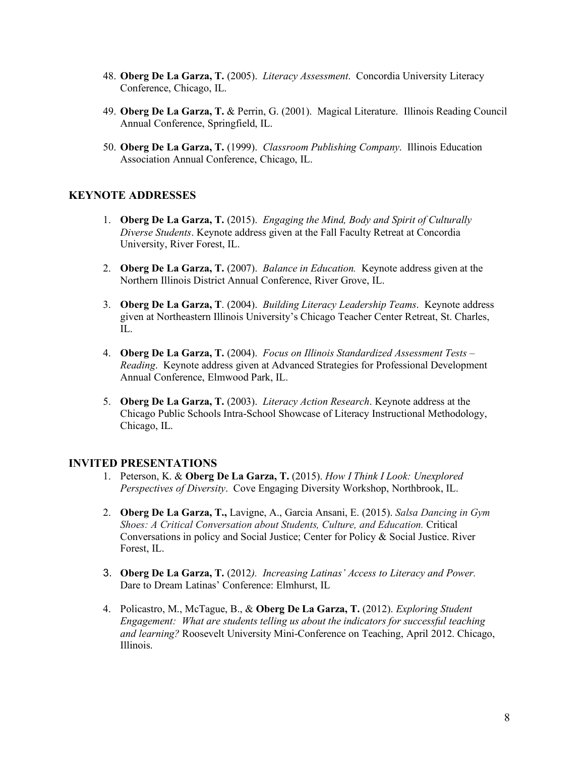48. **Oberg De La Garza, T.** (2005). *Literacy Assessment*. Concordia University Literacy Conference, Chicago, IL.

49. **Oberg De La Garza, T.** & Perrin, G. (2001). Magical Literature. Illinois Reading Council Annual Conference, Springfield, IL.

50. **Oberg De La Garza, T.** (1999). *Classroom Publishing Company*. Illinois Education Association Annual Conference, Chicago, IL.

## KEYNOTE ADDRESSES

1. **Oberg De La Garza, T.** (2015). *Engaging the Mind, Body and Spirit of Culturally Diverse Students*. Keynote address given at the Fall Faculty Retreat at Concordia University, River Forest, IL.

2. **Oberg De La Garza, T.** (2007). *Balance in Education.* Keynote address given at the Northern Illinois District Annual Conference, River Grove, IL.

3. **Oberg De La Garza, T**. (2004). *Building Literacy Leadership Teams*. Keynote address given at Northeastern Illinois University's Chicago Teacher Center Retreat, St. Charles, IL.

4. **Oberg De La Garza, T.** (2004). *Focus on Illinois Standardized Assessment Tests – Reading*. Keynote address given at Advanced Strategies for Professional Development Annual Conference, Elmwood Park, IL.

5. **Oberg De La Garza, T.** (2003). *Literacy Action Research*. Keynote address at the Chicago Public Schools Intra-School Showcase of Literacy Instructional Methodology, Chicago, IL.

## INVITED PRESENTATIONS

1. Peterson, K. & **Oberg De La Garza, T.** (2015). *How I Think I Look: Unexplored Perspectives of Diversity*. Cove Engaging Diversity Workshop, Northbrook, IL.

2. **Oberg De La Garza, T.,** Lavigne, A., Garcia Ansani, E. (2015). *Salsa Dancing in Gym Shoes: A Critical Conversation about Students, Culture, and Education.* Critical Conversations in policy and Social Justice; Center for Policy & Social Justice. River Forest, IL.

3. **Oberg De La Garza, T.** (2012*). Increasing Latinas' Access to Literacy and Power.* Dare to Dream Latinas' Conference: Elmhurst, IL

4. Policastro, M., McTague, B., & **Oberg De La Garza, T.** (2012). *Exploring Student Engagement: What are students telling us about the indicators for successful teaching and learning?* Roosevelt University Mini-Conference on Teaching, April 2012. Chicago, Illinois.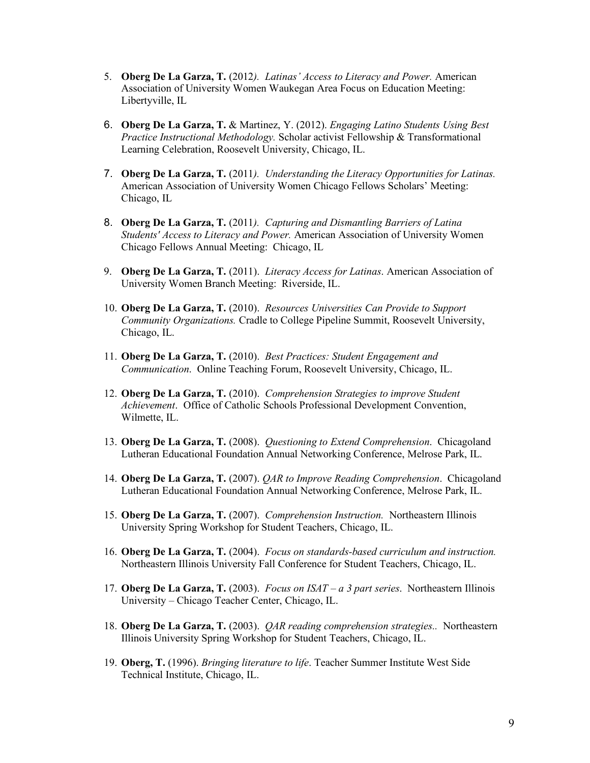5. **Oberg De La Garza, T.** (2012*). Latinas' Access to Literacy and Power.* American Association of University Women Waukegan Area Focus on Education Meeting: Libertyville, IL

6. **Oberg De La Garza, T.** & Martinez, Y. (2012). *Engaging Latino Students Using Best Practice Instructional Methodology.* Scholar activist Fellowship & Transformational Learning Celebration, Roosevelt University, Chicago, IL.

7. **Oberg De La Garza, T.** (2011*). Understanding the Literacy Opportunities for Latinas.* American Association of University Women Chicago Fellows Scholars' Meeting: Chicago, IL

8. **Oberg De La Garza, T.** (2011*). Capturing and Dismantling Barriers of Latina Students' Access to Literacy and Power.* American Association of University Women Chicago Fellows Annual Meeting: Chicago, IL

9. **Oberg De La Garza, T.** (2011). *Literacy Access for Latinas*. American Association of University Women Branch Meeting: Riverside, IL.

10. **Oberg De La Garza, T.** (2010). *Resources Universities Can Provide to Support Community Organizations.* Cradle to College Pipeline Summit, Roosevelt University, Chicago, IL.

11. **Oberg De La Garza, T.** (2010). *Best Practices: Student Engagement and Communication*. Online Teaching Forum, Roosevelt University, Chicago, IL.

12. **Oberg De La Garza, T.** (2010). *Comprehension Strategies to improve Student Achievement*. Office of Catholic Schools Professional Development Convention, Wilmette, IL.

13. **Oberg De La Garza, T.** (2008). *Questioning to Extend Comprehension*. Chicagoland Lutheran Educational Foundation Annual Networking Conference, Melrose Park, IL.

14. **Oberg De La Garza, T.** (2007). *QAR to Improve Reading Comprehension*. Chicagoland Lutheran Educational Foundation Annual Networking Conference, Melrose Park, IL.

15. **Oberg De La Garza, T.** (2007). *Comprehension Instruction.* Northeastern Illinois University Spring Workshop for Student Teachers, Chicago, IL.

16. **Oberg De La Garza, T.** (2004). *Focus on standards-based curriculum and instruction.* Northeastern Illinois University Fall Conference for Student Teachers, Chicago, IL.

17. **Oberg De La Garza, T.** (2003). *Focus on ISAT – a 3 part series*. Northeastern Illinois University – Chicago Teacher Center, Chicago, IL.

18. **Oberg De La Garza, T.** (2003). *QAR reading comprehension strategies..* Northeastern Illinois University Spring Workshop for Student Teachers, Chicago, IL.

19. **Oberg, T.** (1996). *Bringing literature to life*. Teacher Summer Institute West Side Technical Institute, Chicago, IL.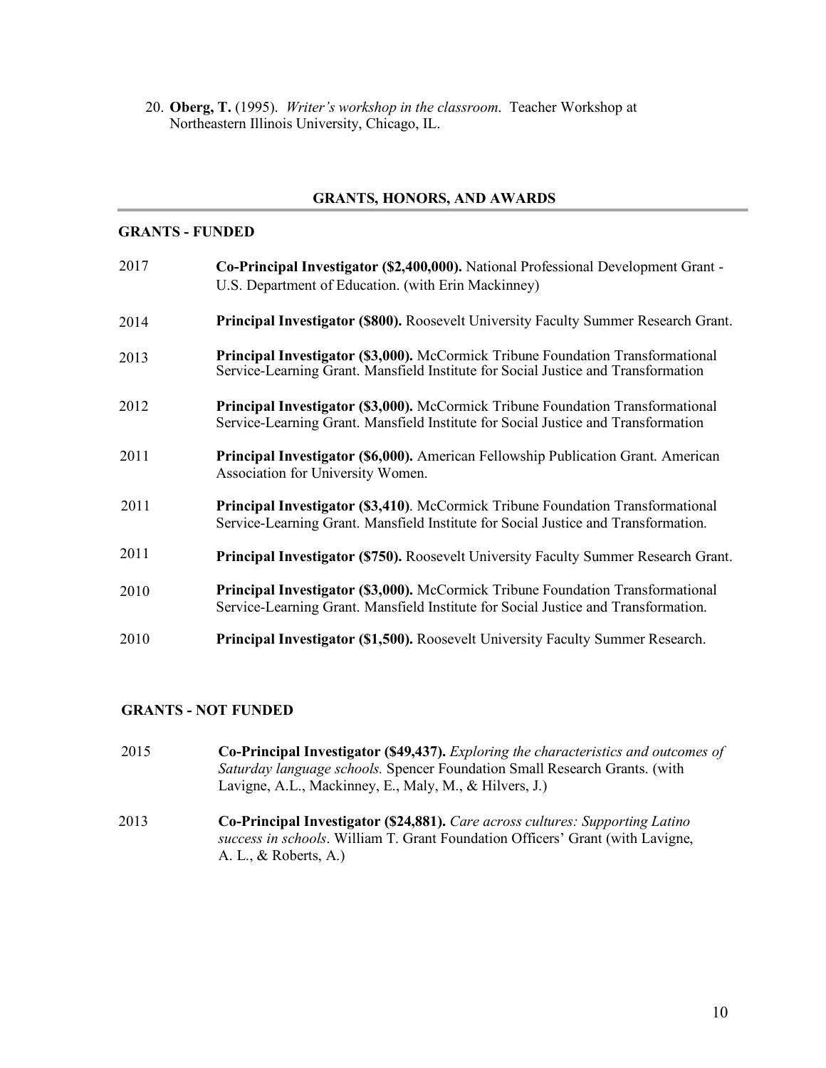20. **Oberg, T.** (1995). *Writer's workshop in the classroom*. Teacher Workshop at Northeastern Illinois University, Chicago, IL.

## GRANTS, HONORS, AND AWARDS

### GRANTS - FUNDED

2017 **Co-Principal Investigator ($2,400,000).** National Professional Development Grant - U.S. Department of Education. (with Erin Mackinney)

2014 **Principal Investigator ($800).** Roosevelt University Faculty Summer Research Grant.

2013 **Principal Investigator ($3,000).** McCormick Tribune Foundation Transformational Service-Learning Grant. Mansfield Institute for Social Justice and Transformation

2012 **Principal Investigator ($3,000).** McCormick Tribune Foundation Transformational Service-Learning Grant. Mansfield Institute for Social Justice and Transformation

2011 **Principal Investigator ($6,000).** American Fellowship Publication Grant. American Association for University Women.

2011 **Principal Investigator ($3,410)**. McCormick Tribune Foundation Transformational Service-Learning Grant. Mansfield Institute for Social Justice and Transformation.

2011 **Principal Investigator ($750).** Roosevelt University Faculty Summer Research Grant.

2010 **Principal Investigator ($3,000).** McCormick Tribune Foundation Transformational Service-Learning Grant. Mansfield Institute for Social Justice and Transformation.

2010 **Principal Investigator ($1,500).** Roosevelt University Faculty Summer Research.

### GRANTS - NOT FUNDED

2015 **Co-Principal Investigator ($49,437).** *Exploring the characteristics and outcomes of Saturday language schools.* Spencer Foundation Small Research Grants. (with Lavigne, A.L., Mackinney, E., Maly, M., & Hilvers, J.)

2013 **Co-Principal Investigator ($24,881).** *Care across cultures: Supporting Latino success in schools*. William T. Grant Foundation Officers' Grant (with Lavigne, A. L., & Roberts, A.)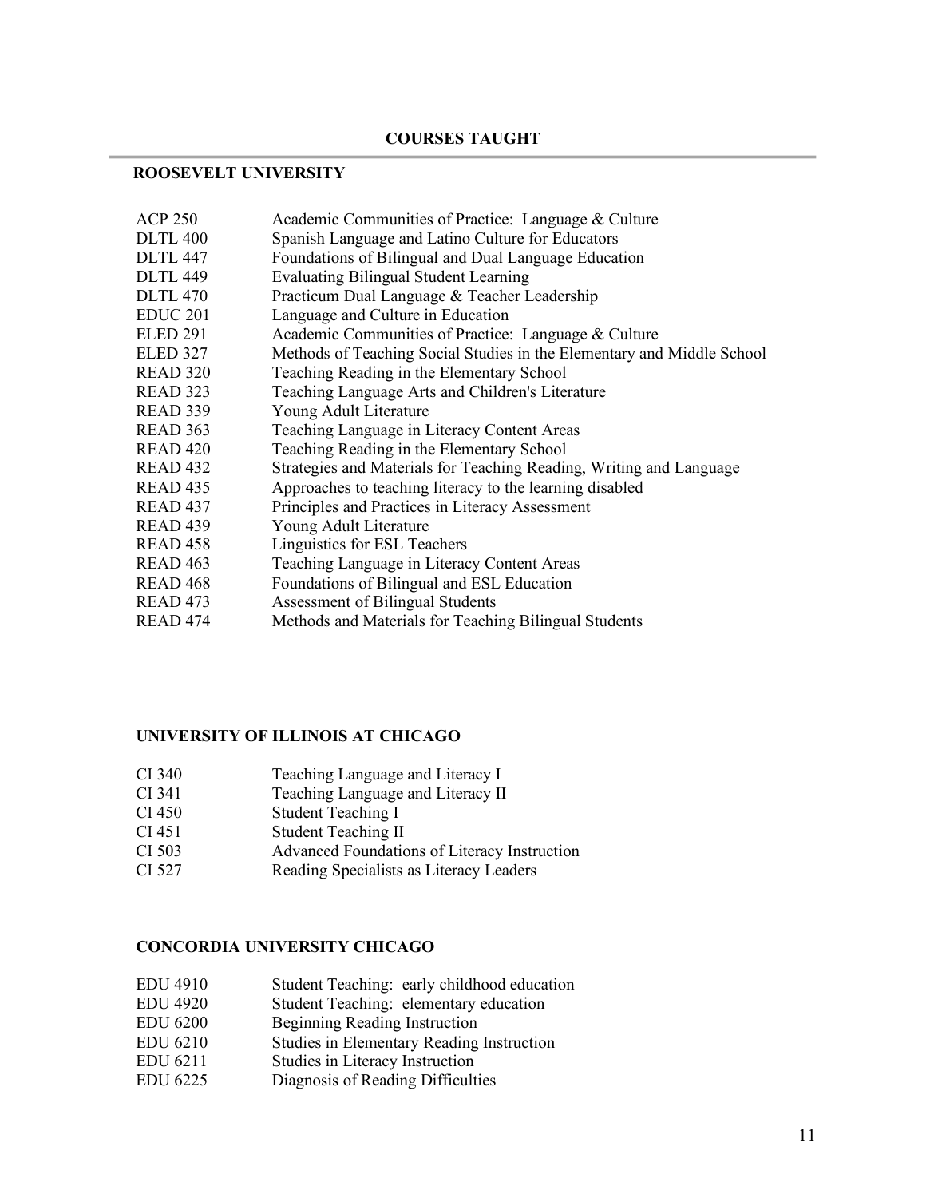## COURSES TAUGHT

### ROOSEVELT UNIVERSITY

| | |
|---|---|
| ACP 250 | Academic Communities of Practice: Language & Culture |
| DLTL 400 | Spanish Language and Latino Culture for Educators |
| DLTL 447 | Foundations of Bilingual and Dual Language Education |
| DLTL 449 | Evaluating Bilingual Student Learning |
| DLTL 470 | Practicum Dual Language & Teacher Leadership |
| EDUC 201 | Language and Culture in Education |
| ELED 291 | Academic Communities of Practice: Language & Culture |
| ELED 327 | Methods of Teaching Social Studies in the Elementary and Middle School |
| READ 320 | Teaching Reading in the Elementary School |
| READ 323 | Teaching Language Arts and Children's Literature |
| READ 339 | Young Adult Literature |
| READ 363 | Teaching Language in Literacy Content Areas |
| READ 420 | Teaching Reading in the Elementary School |
| READ 432 | Strategies and Materials for Teaching Reading, Writing and Language |
| READ 435 | Approaches to teaching literacy to the learning disabled |
| READ 437 | Principles and Practices in Literacy Assessment |
| READ 439 | Young Adult Literature |
| READ 458 | Linguistics for ESL Teachers |
| READ 463 | Teaching Language in Literacy Content Areas |
| READ 468 | Foundations of Bilingual and ESL Education |
| READ 473 | Assessment of Bilingual Students |
| READ 474 | Methods and Materials for Teaching Bilingual Students |

### UNIVERSITY OF ILLINOIS AT CHICAGO

| | |
|---|---|
| CI 340 | Teaching Language and Literacy I |
| CI 341 | Teaching Language and Literacy II |
| CI 450 | Student Teaching I |
| CI 451 | Student Teaching II |
| CI 503 | Advanced Foundations of Literacy Instruction |
| CI 527 | Reading Specialists as Literacy Leaders |

### CONCORDIA UNIVERSITY CHICAGO

| | |
|---|---|
| EDU 4910 | Student Teaching: early childhood education |
| EDU 4920 | Student Teaching: elementary education |
| EDU 6200 | Beginning Reading Instruction |
| EDU 6210 | Studies in Elementary Reading Instruction |
| EDU 6211 | Studies in Literacy Instruction |
| EDU 6225 | Diagnosis of Reading Difficulties |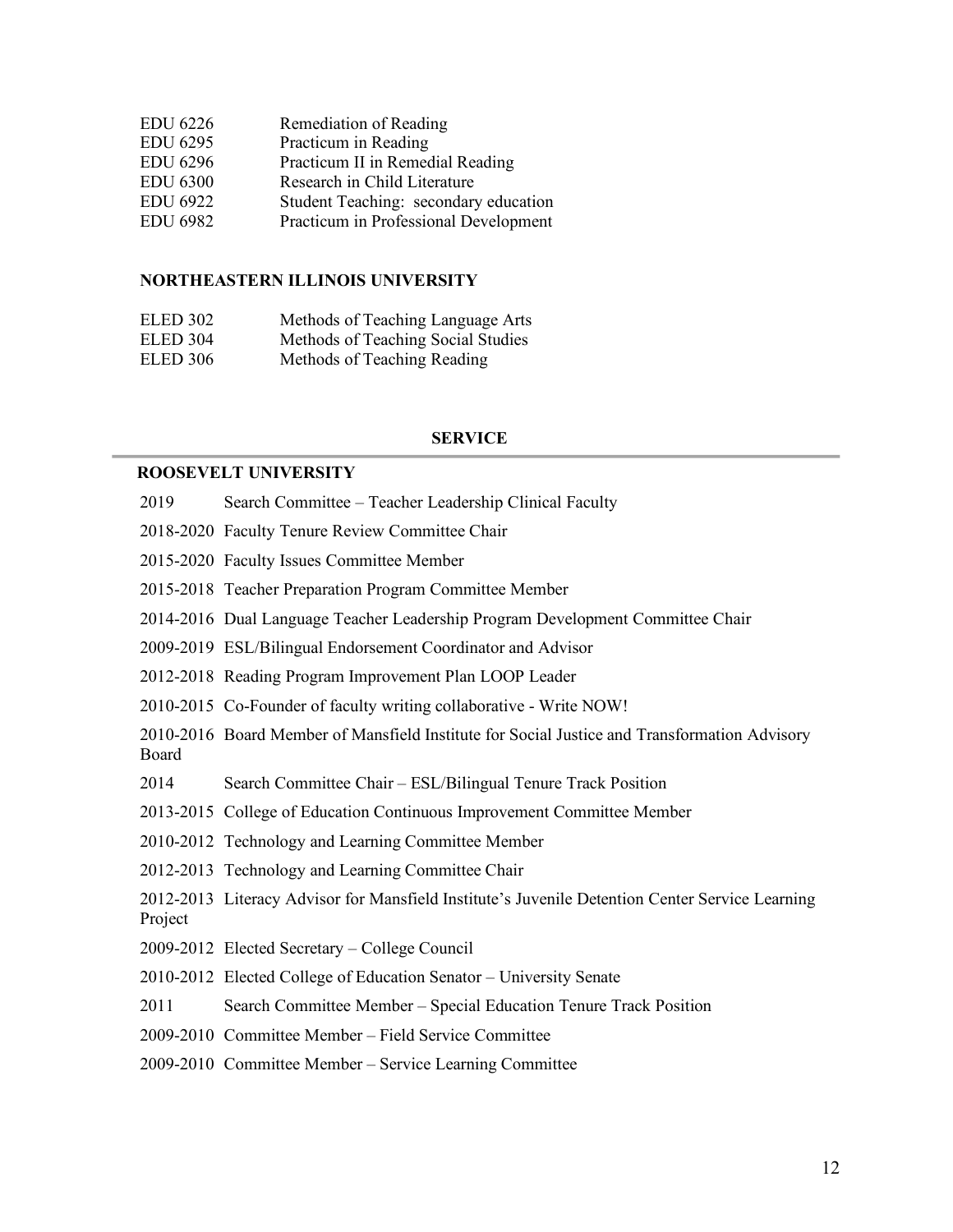| | |
|---|---|
| EDU 6226 | Remediation of Reading |
| EDU 6295 | Practicum in Reading |
| EDU 6296 | Practicum II in Remedial Reading |
| EDU 6300 | Research in Child Literature |
| EDU 6922 | Student Teaching: secondary education |
| EDU 6982 | Practicum in Professional Development |

**NORTHEASTERN ILLINOIS UNIVERSITY**

| | |
|---|---|
| ELED 302 | Methods of Teaching Language Arts |
| ELED 304 | Methods of Teaching Social Studies |
| ELED 306 | Methods of Teaching Reading |

## SERVICE

**ROOSEVELT UNIVERSITY**

2019 Search Committee – Teacher Leadership Clinical Faculty

2018-2020 Faculty Tenure Review Committee Chair

2015-2020 Faculty Issues Committee Member

2015-2018 Teacher Preparation Program Committee Member

2014-2016 Dual Language Teacher Leadership Program Development Committee Chair

2009-2019 ESL/Bilingual Endorsement Coordinator and Advisor

2012-2018 Reading Program Improvement Plan LOOP Leader

2010-2015 Co-Founder of faculty writing collaborative - Write NOW!

2010-2016 Board Member of Mansfield Institute for Social Justice and Transformation Advisory Board

2014 Search Committee Chair – ESL/Bilingual Tenure Track Position

2013-2015 College of Education Continuous Improvement Committee Member

2010-2012 Technology and Learning Committee Member

2012-2013 Technology and Learning Committee Chair

2012-2013 Literacy Advisor for Mansfield Institute's Juvenile Detention Center Service Learning Project

2009-2012 Elected Secretary – College Council

2010-2012 Elected College of Education Senator – University Senate

2011 Search Committee Member – Special Education Tenure Track Position

2009-2010 Committee Member – Field Service Committee

2009-2010 Committee Member – Service Learning Committee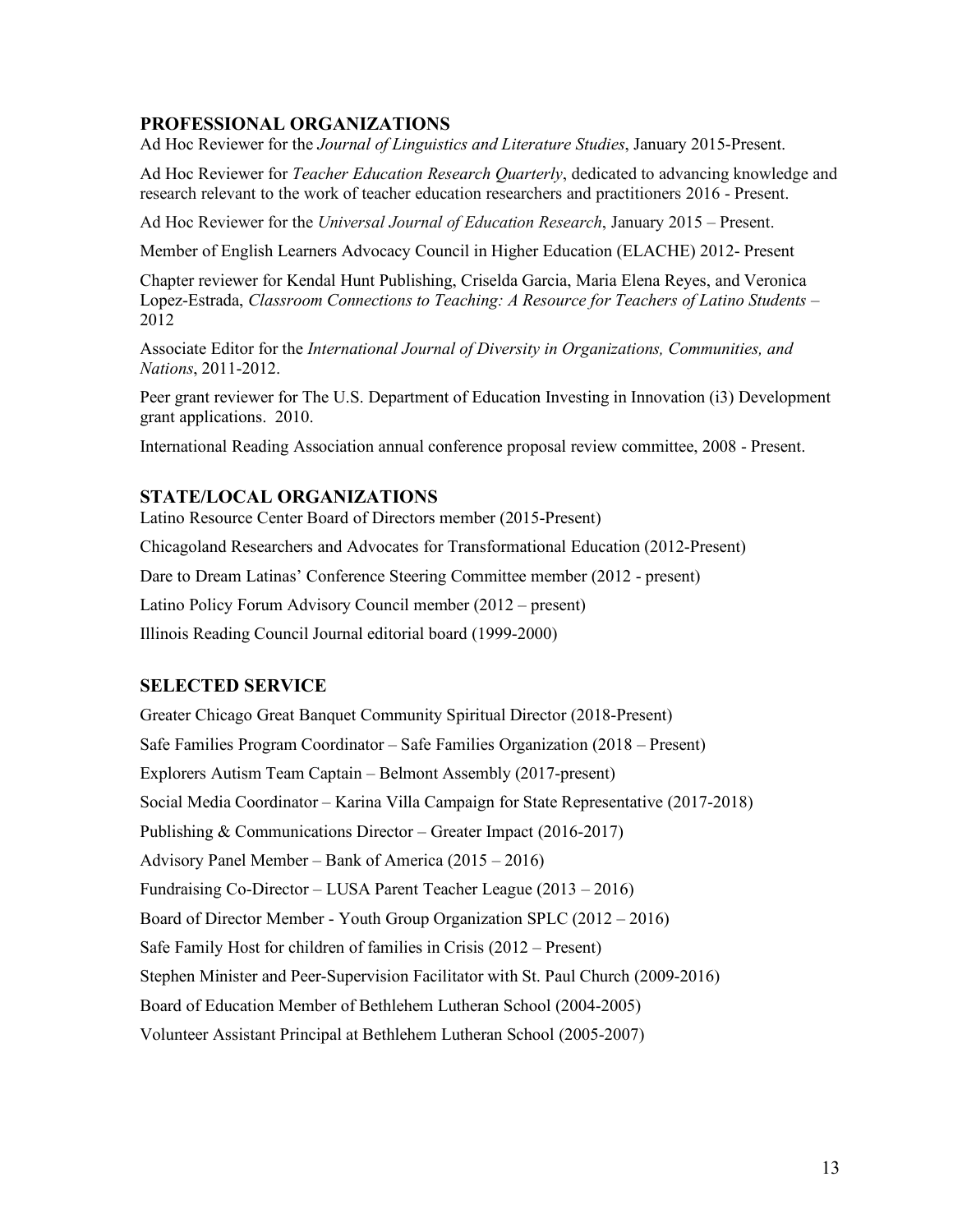## PROFESSIONAL ORGANIZATIONS

Ad Hoc Reviewer for the *Journal of Linguistics and Literature Studies*, January 2015-Present.

Ad Hoc Reviewer for *Teacher Education Research Quarterly*, dedicated to advancing knowledge and research relevant to the work of teacher education researchers and practitioners 2016 - Present.

Ad Hoc Reviewer for the *Universal Journal of Education Research*, January 2015 – Present.

Member of English Learners Advocacy Council in Higher Education (ELACHE) 2012- Present

Chapter reviewer for Kendal Hunt Publishing, Criselda Garcia, Maria Elena Reyes, and Veronica Lopez-Estrada, *Classroom Connections to Teaching: A Resource for Teachers of Latino Students* – 2012

Associate Editor for the *International Journal of Diversity in Organizations, Communities, and Nations*, 2011-2012.

Peer grant reviewer for The U.S. Department of Education Investing in Innovation (i3) Development grant applications. 2010.

International Reading Association annual conference proposal review committee, 2008 - Present.

## STATE/LOCAL ORGANIZATIONS

Latino Resource Center Board of Directors member (2015-Present)

Chicagoland Researchers and Advocates for Transformational Education (2012-Present)

Dare to Dream Latinas' Conference Steering Committee member (2012 - present)

Latino Policy Forum Advisory Council member (2012 – present)

Illinois Reading Council Journal editorial board (1999-2000)

## SELECTED SERVICE

Greater Chicago Great Banquet Community Spiritual Director (2018-Present)

Safe Families Program Coordinator – Safe Families Organization (2018 – Present)

Explorers Autism Team Captain – Belmont Assembly (2017-present)

Social Media Coordinator – Karina Villa Campaign for State Representative (2017-2018)

Publishing & Communications Director – Greater Impact (2016-2017)

Advisory Panel Member – Bank of America (2015 – 2016)

Fundraising Co-Director – LUSA Parent Teacher League (2013 – 2016)

Board of Director Member - Youth Group Organization SPLC (2012 – 2016)

Safe Family Host for children of families in Crisis (2012 – Present)

Stephen Minister and Peer-Supervision Facilitator with St. Paul Church (2009-2016)

Board of Education Member of Bethlehem Lutheran School (2004-2005)

Volunteer Assistant Principal at Bethlehem Lutheran School (2005-2007)